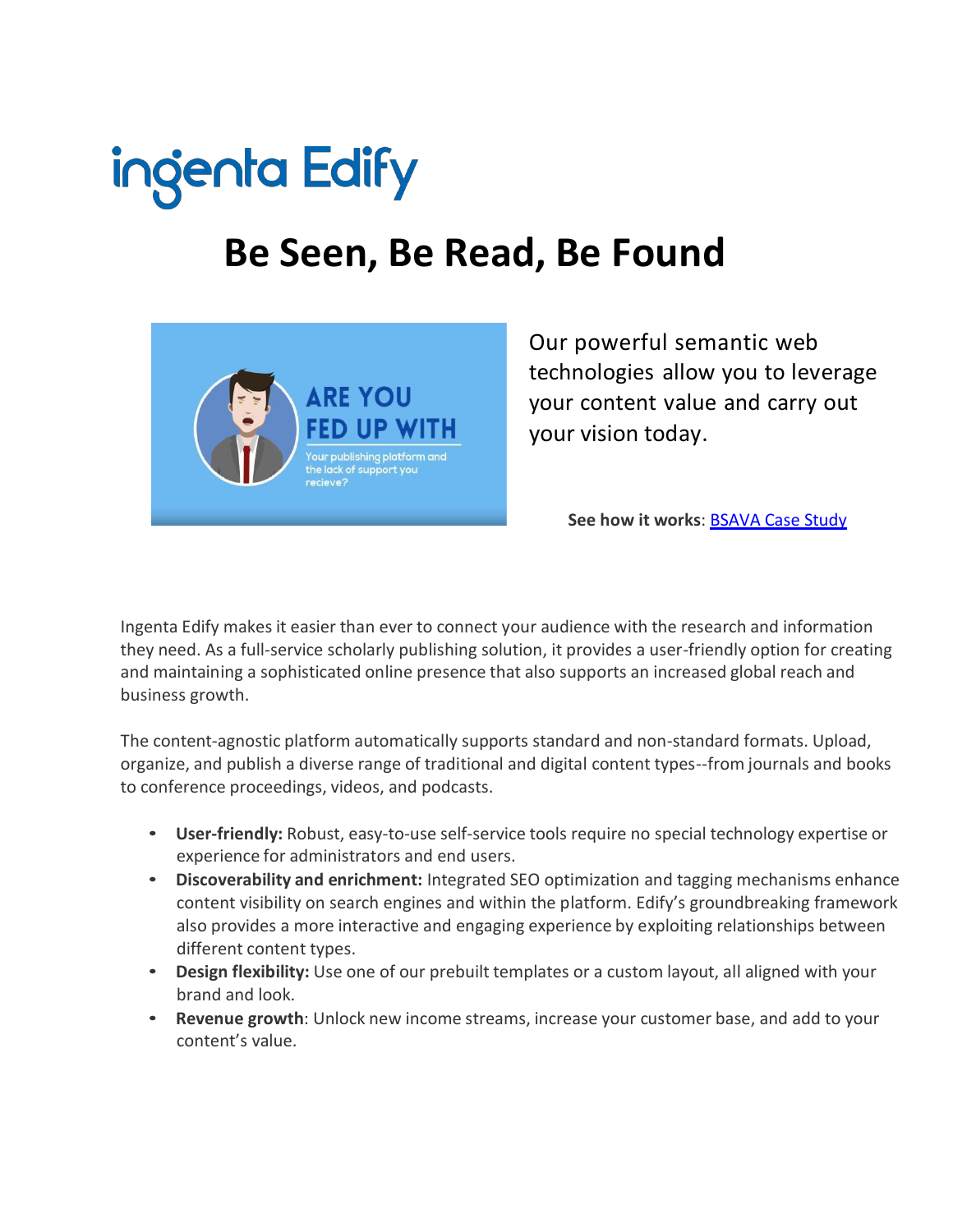# ingenta Edify

## Be Seen, Be Read, Be Found

Our powerful semantic web technologies allow you to leverage your content value and carry out your vision today.

**See how it works**: [BSAVA Case Study]

Ingenta Edify makes it easier than ever to connect your audience with the research and information they need. As a full-service scholarly publishing solution, it provides a user-friendly option for creating and maintaining a sophisticated online presence that also supports an increased global reach and business growth.

The content-agnostic platform automatically supports standard and non-standard formats. Upload, organize, and publish a diverse range of traditional and digital content types--from journals and books to conference proceedings, videos, and podcasts.

- **User-friendly:** Robust, easy-to-use self-service tools require no special technology expertise or experience for administrators and end users.
- **Discoverability and enrichment:** Integrated SEO optimization and tagging mechanisms enhance content visibility on search engines and within the platform. Edify's groundbreaking framework also provides a more interactive and engaging experience by exploiting relationships between different content types.
- **Design flexibility:** Use one of our prebuilt templates or a custom layout, all aligned with your brand and look.
- **Revenue growth**: Unlock new income streams, increase your customer base, and add to your content's value.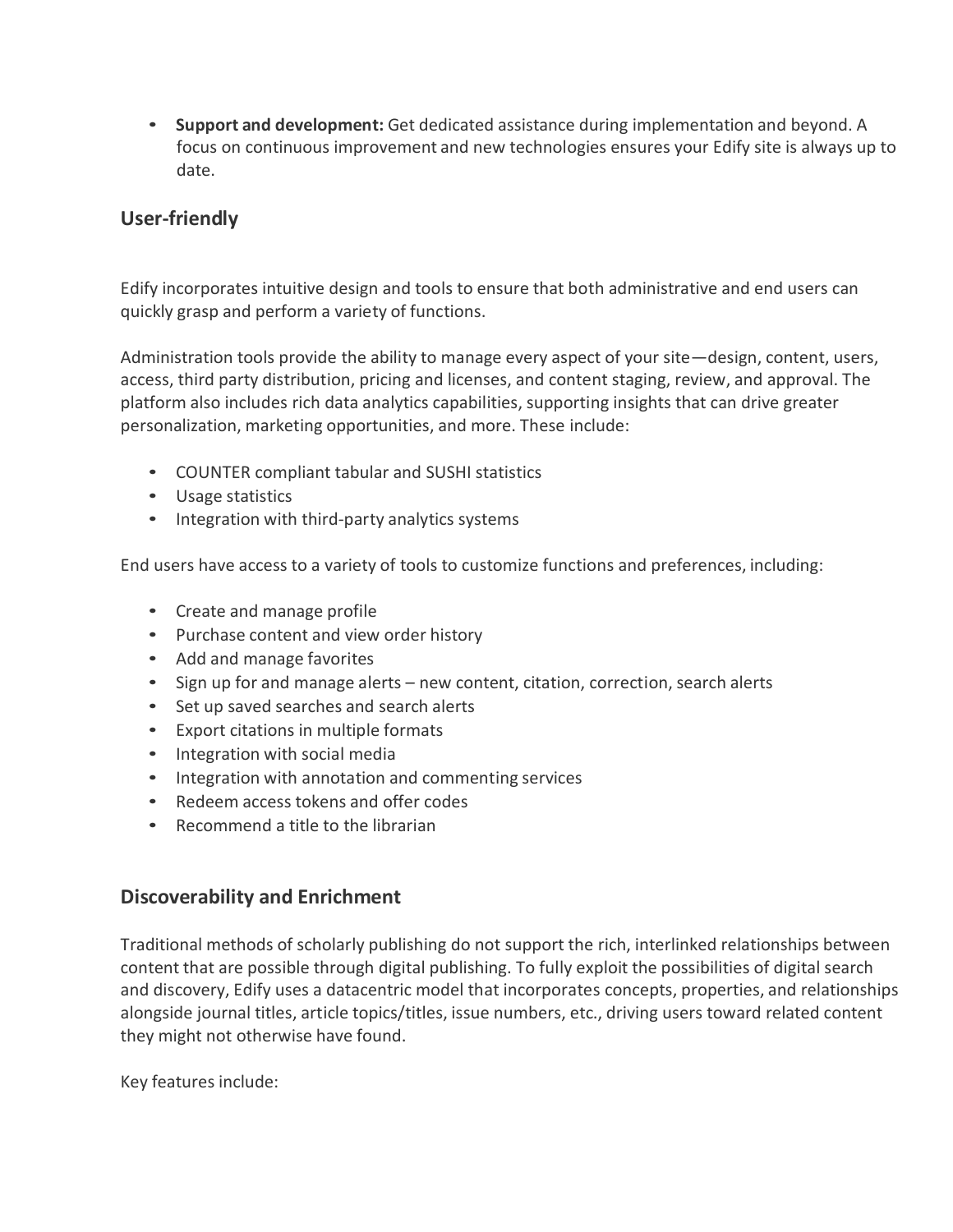- **Support and development:** Get dedicated assistance during implementation and beyond. A focus on continuous improvement and new technologies ensures your Edify site is always up to date.

## User-friendly

Edify incorporates intuitive design and tools to ensure that both administrative and end users can quickly grasp and perform a variety of functions.

Administration tools provide the ability to manage every aspect of your site—design, content, users, access, third party distribution, pricing and licenses, and content staging, review, and approval. The platform also includes rich data analytics capabilities, supporting insights that can drive greater personalization, marketing opportunities, and more. These include:

- COUNTER compliant tabular and SUSHI statistics
- Usage statistics
- Integration with third-party analytics systems

End users have access to a variety of tools to customize functions and preferences, including:

- Create and manage profile
- Purchase content and view order history
- Add and manage favorites
- Sign up for and manage alerts – new content, citation, correction, search alerts
- Set up saved searches and search alerts
- Export citations in multiple formats
- Integration with social media
- Integration with annotation and commenting services
- Redeem access tokens and offer codes
- Recommend a title to the librarian

## Discoverability and Enrichment

Traditional methods of scholarly publishing do not support the rich, interlinked relationships between content that are possible through digital publishing. To fully exploit the possibilities of digital search and discovery, Edify uses a datacentric model that incorporates concepts, properties, and relationships alongside journal titles, article topics/titles, issue numbers, etc., driving users toward related content they might not otherwise have found.

Key features include: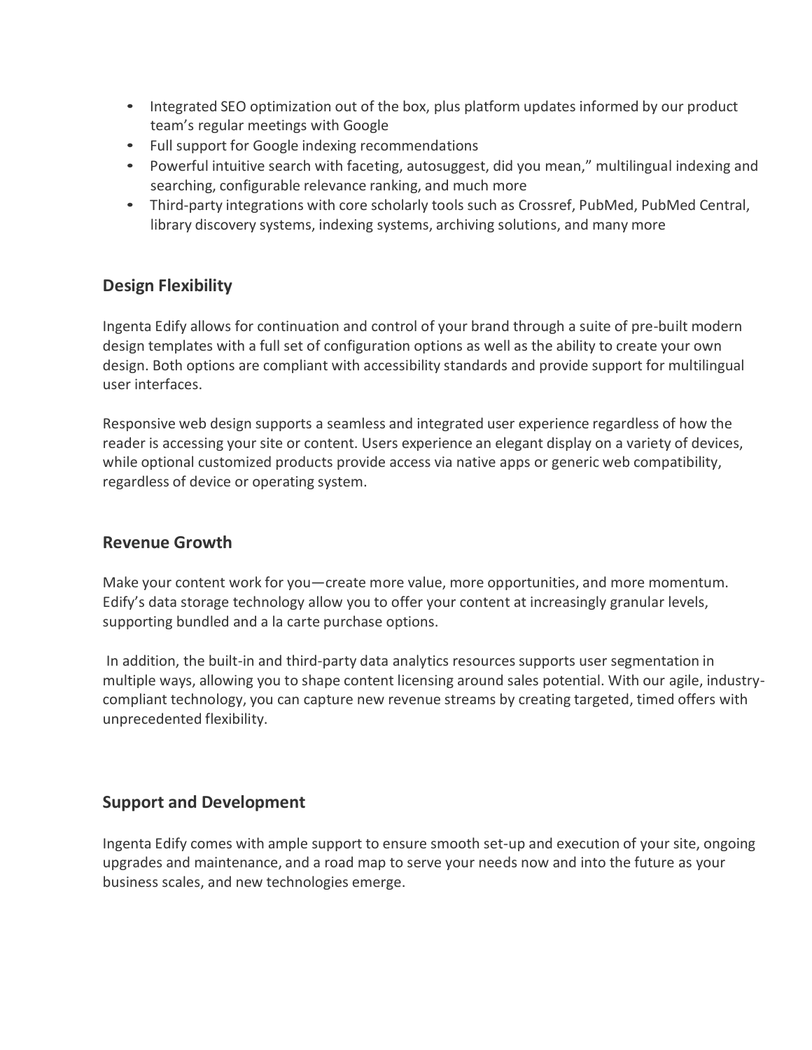- Integrated SEO optimization out of the box, plus platform updates informed by our product team's regular meetings with Google
- Full support for Google indexing recommendations
- Powerful intuitive search with faceting, autosuggest, did you mean," multilingual indexing and searching, configurable relevance ranking, and much more
- Third-party integrations with core scholarly tools such as Crossref, PubMed, PubMed Central, library discovery systems, indexing systems, archiving solutions, and many more

## Design Flexibility

Ingenta Edify allows for continuation and control of your brand through a suite of pre-built modern design templates with a full set of configuration options as well as the ability to create your own design. Both options are compliant with accessibility standards and provide support for multilingual user interfaces.

Responsive web design supports a seamless and integrated user experience regardless of how the reader is accessing your site or content. Users experience an elegant display on a variety of devices, while optional customized products provide access via native apps or generic web compatibility, regardless of device or operating system.

## Revenue Growth

Make your content work for you—create more value, more opportunities, and more momentum. Edify's data storage technology allow you to offer your content at increasingly granular levels, supporting bundled and a la carte purchase options.

In addition, the built-in and third-party data analytics resources supports user segmentation in multiple ways, allowing you to shape content licensing around sales potential. With our agile, industry-compliant technology, you can capture new revenue streams by creating targeted, timed offers with unprecedented flexibility.

## Support and Development

Ingenta Edify comes with ample support to ensure smooth set-up and execution of your site, ongoing upgrades and maintenance, and a road map to serve your needs now and into the future as your business scales, and new technologies emerge.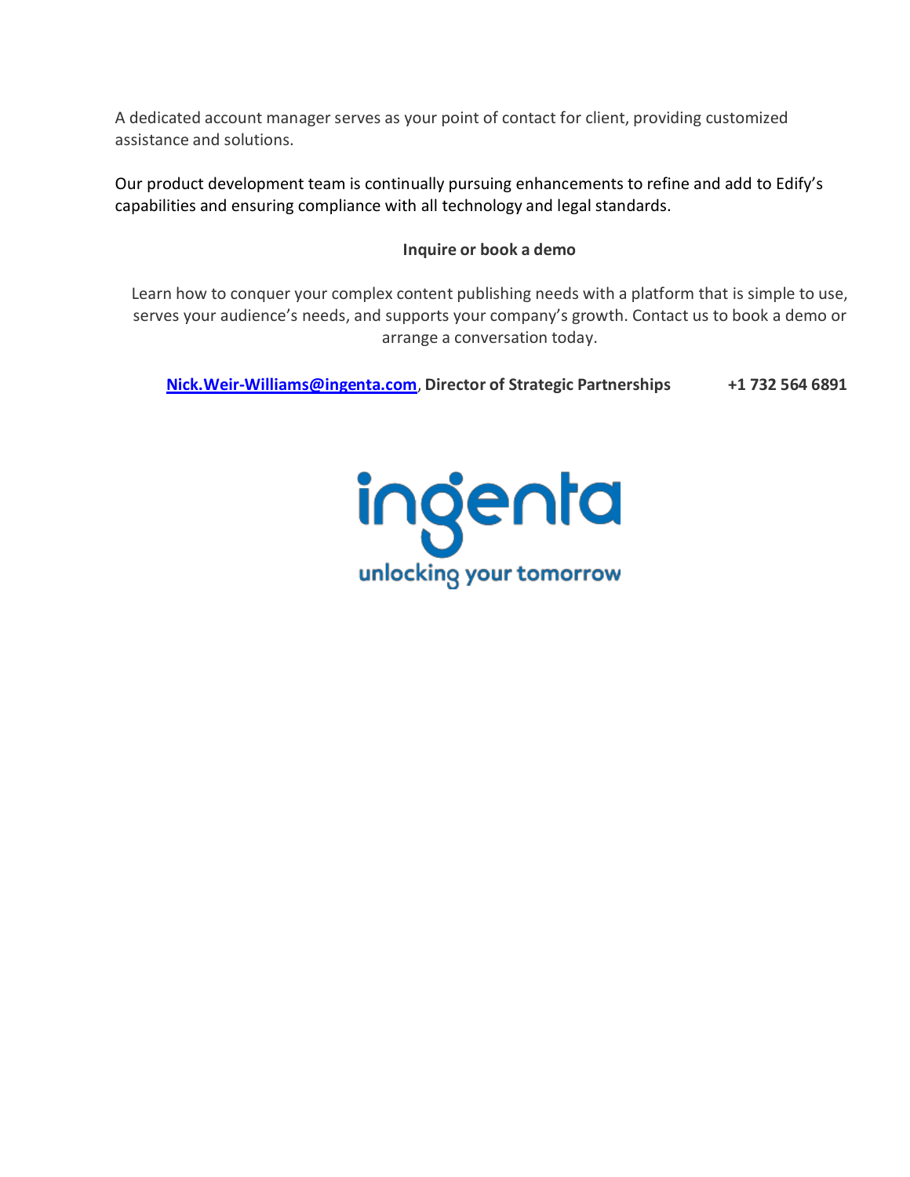A dedicated account manager serves as your point of contact for client, providing customized assistance and solutions.

Our product development team is continually pursuing enhancements to refine and add to Edify's capabilities and ensuring compliance with all technology and legal standards.

**Inquire or book a demo**

Learn how to conquer your complex content publishing needs with a platform that is simple to use, serves your audience's needs, and supports your company's growth. Contact us to book a demo or arrange a conversation today.

[Nick.Weir-Williams@ingenta.com](mailto:Nick.Weir-Williams@ingenta.com), **Director of Strategic Partnerships** **+1 732 564 6891**

ingenta

unlocking your tomorrow